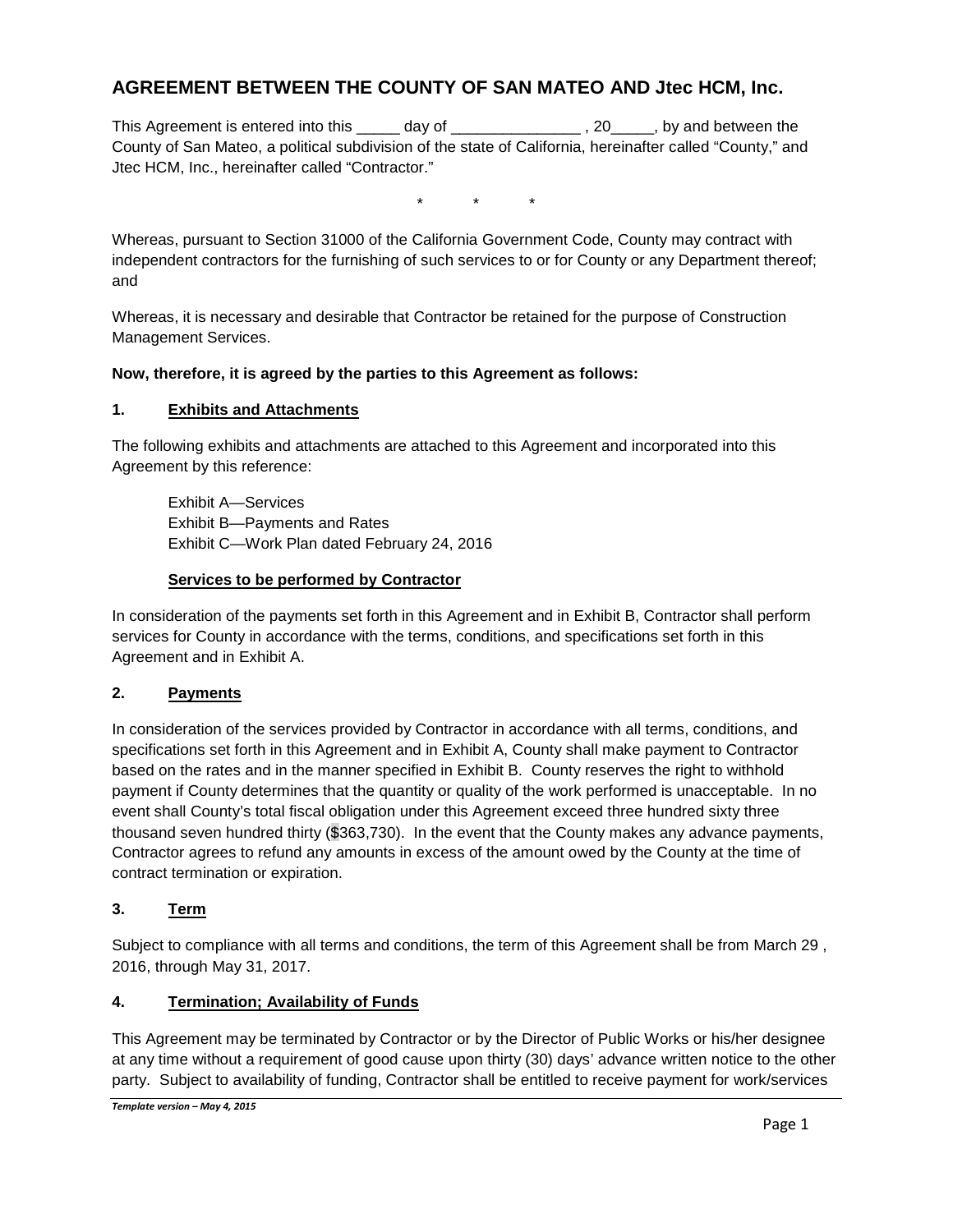## AGREEMENT BETWEEN THE COUNTY OF SAN MATEO AND Jtec HCM, Inc.

This Agreement is entered into this _____ day of _______________ , 20_____, by and between the County of San Mateo, a political subdivision of the state of California, hereinafter called "County," and Jtec HCM, Inc., hereinafter called "Contractor."

\* \* \*

Whereas, pursuant to Section 31000 of the California Government Code, County may contract with independent contractors for the furnishing of such services to or for County or any Department thereof; and

Whereas, it is necessary and desirable that Contractor be retained for the purpose of Construction Management Services.

**Now, therefore, it is agreed by the parties to this Agreement as follows:**

### 1. Exhibits and Attachments

The following exhibits and attachments are attached to this Agreement and incorporated into this Agreement by this reference:

Exhibit A—Services
Exhibit B—Payments and Rates
Exhibit C—Work Plan dated February 24, 2016

**Services to be performed by Contractor**

In consideration of the payments set forth in this Agreement and in Exhibit B, Contractor shall perform services for County in accordance with the terms, conditions, and specifications set forth in this Agreement and in Exhibit A.

### 2. Payments

In consideration of the services provided by Contractor in accordance with all terms, conditions, and specifications set forth in this Agreement and in Exhibit A, County shall make payment to Contractor based on the rates and in the manner specified in Exhibit B. County reserves the right to withhold payment if County determines that the quantity or quality of the work performed is unacceptable. In no event shall County's total fiscal obligation under this Agreement exceed three hundred sixty three thousand seven hundred thirty ($363,730). In the event that the County makes any advance payments, Contractor agrees to refund any amounts in excess of the amount owed by the County at the time of contract termination or expiration.

### 3. Term

Subject to compliance with all terms and conditions, the term of this Agreement shall be from March 29 , 2016, through May 31, 2017.

### 4. Termination; Availability of Funds

This Agreement may be terminated by Contractor or by the Director of Public Works or his/her designee at any time without a requirement of good cause upon thirty (30) days' advance written notice to the other party. Subject to availability of funding, Contractor shall be entitled to receive payment for work/services

*Template version – May 4, 2015*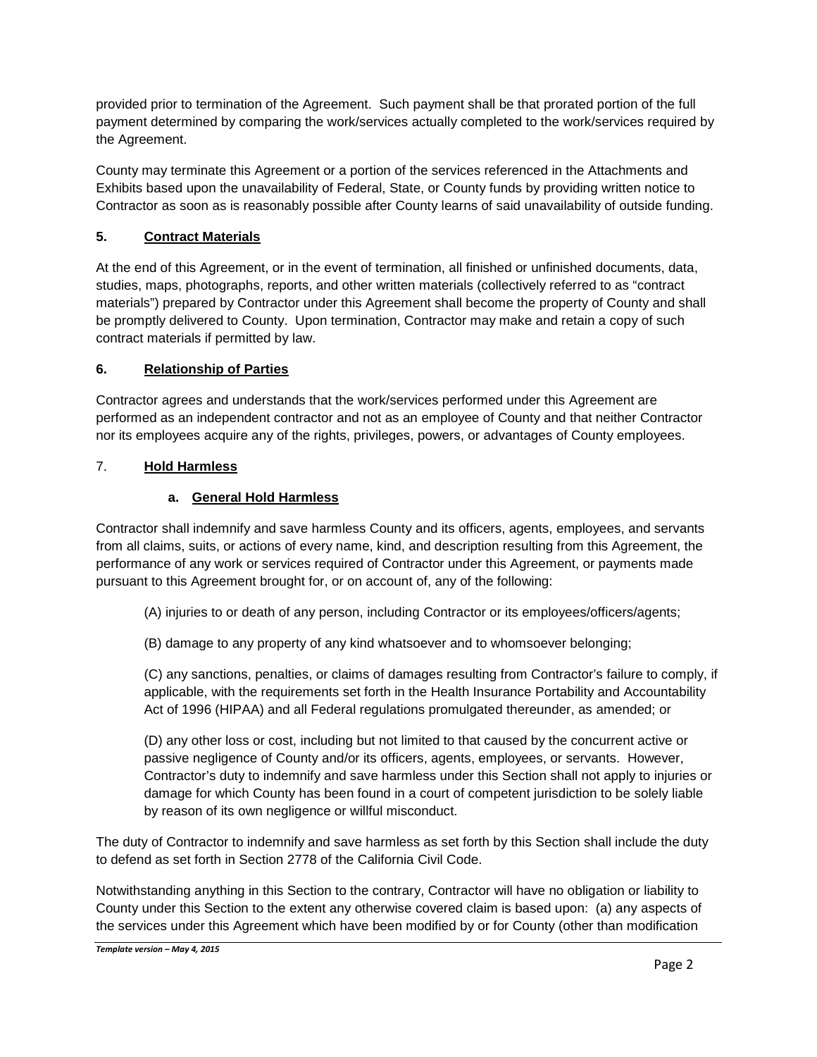provided prior to termination of the Agreement. Such payment shall be that prorated portion of the full payment determined by comparing the work/services actually completed to the work/services required by the Agreement.

County may terminate this Agreement or a portion of the services referenced in the Attachments and Exhibits based upon the unavailability of Federal, State, or County funds by providing written notice to Contractor as soon as is reasonably possible after County learns of said unavailability of outside funding.

## 5. Contract Materials

At the end of this Agreement, or in the event of termination, all finished or unfinished documents, data, studies, maps, photographs, reports, and other written materials (collectively referred to as "contract materials") prepared by Contractor under this Agreement shall become the property of County and shall be promptly delivered to County. Upon termination, Contractor may make and retain a copy of such contract materials if permitted by law.

## 6. Relationship of Parties

Contractor agrees and understands that the work/services performed under this Agreement are performed as an independent contractor and not as an employee of County and that neither Contractor nor its employees acquire any of the rights, privileges, powers, or advantages of County employees.

## 7. Hold Harmless

### a. General Hold Harmless

Contractor shall indemnify and save harmless County and its officers, agents, employees, and servants from all claims, suits, or actions of every name, kind, and description resulting from this Agreement, the performance of any work or services required of Contractor under this Agreement, or payments made pursuant to this Agreement brought for, or on account of, any of the following:

(A) injuries to or death of any person, including Contractor or its employees/officers/agents;

(B) damage to any property of any kind whatsoever and to whomsoever belonging;

(C) any sanctions, penalties, or claims of damages resulting from Contractor's failure to comply, if applicable, with the requirements set forth in the Health Insurance Portability and Accountability Act of 1996 (HIPAA) and all Federal regulations promulgated thereunder, as amended; or

(D) any other loss or cost, including but not limited to that caused by the concurrent active or passive negligence of County and/or its officers, agents, employees, or servants. However, Contractor's duty to indemnify and save harmless under this Section shall not apply to injuries or damage for which County has been found in a court of competent jurisdiction to be solely liable by reason of its own negligence or willful misconduct.

The duty of Contractor to indemnify and save harmless as set forth by this Section shall include the duty to defend as set forth in Section 2778 of the California Civil Code.

Notwithstanding anything in this Section to the contrary, Contractor will have no obligation or liability to County under this Section to the extent any otherwise covered claim is based upon: (a) any aspects of the services under this Agreement which have been modified by or for County (other than modification

*Template version – May 4, 2015*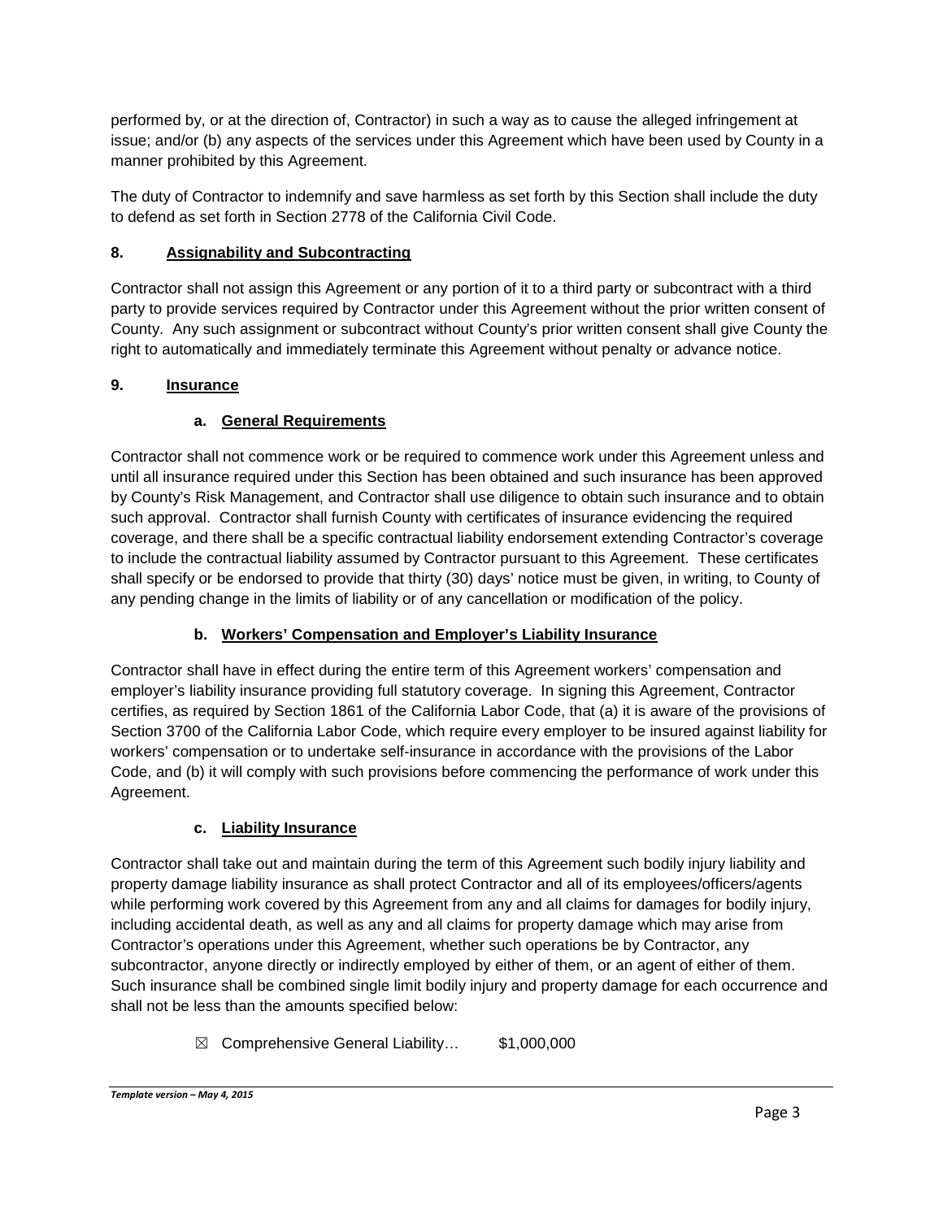performed by, or at the direction of, Contractor) in such a way as to cause the alleged infringement at issue; and/or (b) any aspects of the services under this Agreement which have been used by County in a manner prohibited by this Agreement.

The duty of Contractor to indemnify and save harmless as set forth by this Section shall include the duty to defend as set forth in Section 2778 of the California Civil Code.

**8. Assignability and Subcontracting**

Contractor shall not assign this Agreement or any portion of it to a third party or subcontract with a third party to provide services required by Contractor under this Agreement without the prior written consent of County. Any such assignment or subcontract without County's prior written consent shall give County the right to automatically and immediately terminate this Agreement without penalty or advance notice.

**9. Insurance**

**a. General Requirements**

Contractor shall not commence work or be required to commence work under this Agreement unless and until all insurance required under this Section has been obtained and such insurance has been approved by County's Risk Management, and Contractor shall use diligence to obtain such insurance and to obtain such approval. Contractor shall furnish County with certificates of insurance evidencing the required coverage, and there shall be a specific contractual liability endorsement extending Contractor's coverage to include the contractual liability assumed by Contractor pursuant to this Agreement. These certificates shall specify or be endorsed to provide that thirty (30) days' notice must be given, in writing, to County of any pending change in the limits of liability or of any cancellation or modification of the policy.

**b. Workers' Compensation and Employer's Liability Insurance**

Contractor shall have in effect during the entire term of this Agreement workers' compensation and employer's liability insurance providing full statutory coverage. In signing this Agreement, Contractor certifies, as required by Section 1861 of the California Labor Code, that (a) it is aware of the provisions of Section 3700 of the California Labor Code, which require every employer to be insured against liability for workers' compensation or to undertake self-insurance in accordance with the provisions of the Labor Code, and (b) it will comply with such provisions before commencing the performance of work under this Agreement.

**c. Liability Insurance**

Contractor shall take out and maintain during the term of this Agreement such bodily injury liability and property damage liability insurance as shall protect Contractor and all of its employees/officers/agents while performing work covered by this Agreement from any and all claims for damages for bodily injury, including accidental death, as well as any and all claims for property damage which may arise from Contractor's operations under this Agreement, whether such operations be by Contractor, any subcontractor, anyone directly or indirectly employed by either of them, or an agent of either of them. Such insurance shall be combined single limit bodily injury and property damage for each occurrence and shall not be less than the amounts specified below:

☒ Comprehensive General Liability… $1,000,000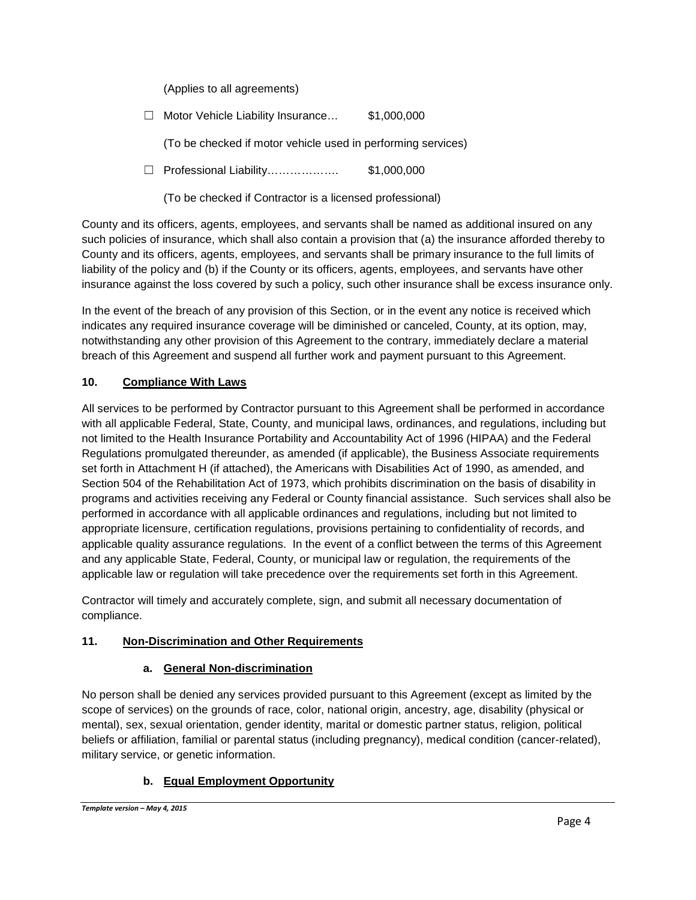(Applies to all agreements)

☐ Motor Vehicle Liability Insurance… $1,000,000

(To be checked if motor vehicle used in performing services)

☐ Professional Liability………………. $1,000,000

(To be checked if Contractor is a licensed professional)

County and its officers, agents, employees, and servants shall be named as additional insured on any such policies of insurance, which shall also contain a provision that (a) the insurance afforded thereby to County and its officers, agents, employees, and servants shall be primary insurance to the full limits of liability of the policy and (b) if the County or its officers, agents, employees, and servants have other insurance against the loss covered by such a policy, such other insurance shall be excess insurance only.

In the event of the breach of any provision of this Section, or in the event any notice is received which indicates any required insurance coverage will be diminished or canceled, County, at its option, may, notwithstanding any other provision of this Agreement to the contrary, immediately declare a material breach of this Agreement and suspend all further work and payment pursuant to this Agreement.

## 10. Compliance With Laws

All services to be performed by Contractor pursuant to this Agreement shall be performed in accordance with all applicable Federal, State, County, and municipal laws, ordinances, and regulations, including but not limited to the Health Insurance Portability and Accountability Act of 1996 (HIPAA) and the Federal Regulations promulgated thereunder, as amended (if applicable), the Business Associate requirements set forth in Attachment H (if attached), the Americans with Disabilities Act of 1990, as amended, and Section 504 of the Rehabilitation Act of 1973, which prohibits discrimination on the basis of disability in programs and activities receiving any Federal or County financial assistance. Such services shall also be performed in accordance with all applicable ordinances and regulations, including but not limited to appropriate licensure, certification regulations, provisions pertaining to confidentiality of records, and applicable quality assurance regulations. In the event of a conflict between the terms of this Agreement and any applicable State, Federal, County, or municipal law or regulation, the requirements of the applicable law or regulation will take precedence over the requirements set forth in this Agreement.

Contractor will timely and accurately complete, sign, and submit all necessary documentation of compliance.

## 11. Non-Discrimination and Other Requirements

### a. General Non-discrimination

No person shall be denied any services provided pursuant to this Agreement (except as limited by the scope of services) on the grounds of race, color, national origin, ancestry, age, disability (physical or mental), sex, sexual orientation, gender identity, marital or domestic partner status, religion, political beliefs or affiliation, familial or parental status (including pregnancy), medical condition (cancer-related), military service, or genetic information.

### b. Equal Employment Opportunity

*Template version – May 4, 2015*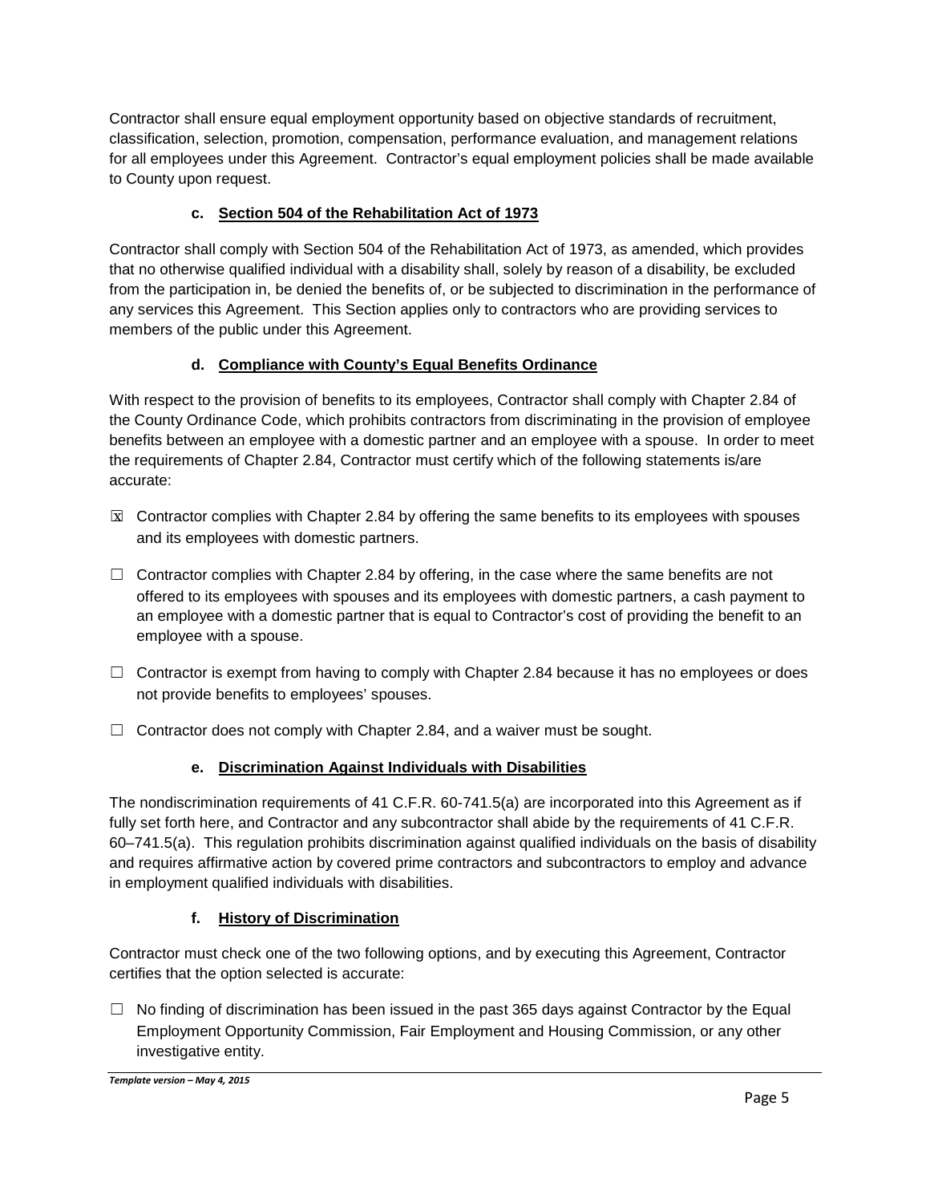Contractor shall ensure equal employment opportunity based on objective standards of recruitment, classification, selection, promotion, compensation, performance evaluation, and management relations for all employees under this Agreement. Contractor's equal employment policies shall be made available to County upon request.

### c. Section 504 of the Rehabilitation Act of 1973

Contractor shall comply with Section 504 of the Rehabilitation Act of 1973, as amended, which provides that no otherwise qualified individual with a disability shall, solely by reason of a disability, be excluded from the participation in, be denied the benefits of, or be subjected to discrimination in the performance of any services this Agreement. This Section applies only to contractors who are providing services to members of the public under this Agreement.

### d. Compliance with County's Equal Benefits Ordinance

With respect to the provision of benefits to its employees, Contractor shall comply with Chapter 2.84 of the County Ordinance Code, which prohibits contractors from discriminating in the provision of employee benefits between an employee with a domestic partner and an employee with a spouse. In order to meet the requirements of Chapter 2.84, Contractor must certify which of the following statements is/are accurate:

☒ Contractor complies with Chapter 2.84 by offering the same benefits to its employees with spouses and its employees with domestic partners.

☐ Contractor complies with Chapter 2.84 by offering, in the case where the same benefits are not offered to its employees with spouses and its employees with domestic partners, a cash payment to an employee with a domestic partner that is equal to Contractor's cost of providing the benefit to an employee with a spouse.

☐ Contractor is exempt from having to comply with Chapter 2.84 because it has no employees or does not provide benefits to employees' spouses.

☐ Contractor does not comply with Chapter 2.84, and a waiver must be sought.

### e. Discrimination Against Individuals with Disabilities

The nondiscrimination requirements of 41 C.F.R. 60-741.5(a) are incorporated into this Agreement as if fully set forth here, and Contractor and any subcontractor shall abide by the requirements of 41 C.F.R. 60–741.5(a). This regulation prohibits discrimination against qualified individuals on the basis of disability and requires affirmative action by covered prime contractors and subcontractors to employ and advance in employment qualified individuals with disabilities.

### f. History of Discrimination

Contractor must check one of the two following options, and by executing this Agreement, Contractor certifies that the option selected is accurate:

☐ No finding of discrimination has been issued in the past 365 days against Contractor by the Equal Employment Opportunity Commission, Fair Employment and Housing Commission, or any other investigative entity.

*Template version – May 4, 2015*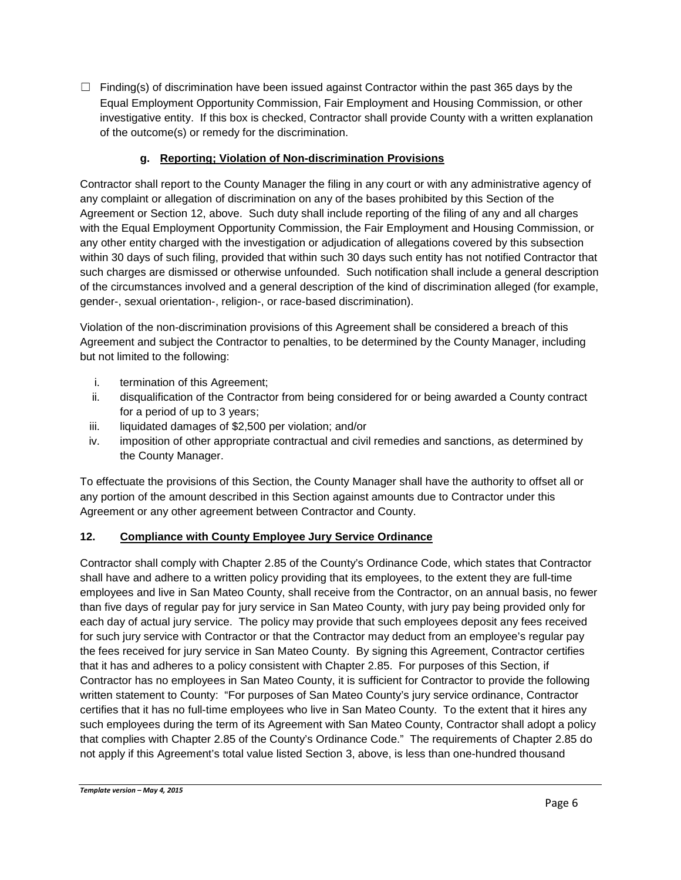☐ Finding(s) of discrimination have been issued against Contractor within the past 365 days by the Equal Employment Opportunity Commission, Fair Employment and Housing Commission, or other investigative entity. If this box is checked, Contractor shall provide County with a written explanation of the outcome(s) or remedy for the discrimination.

#### g. Reporting; Violation of Non-discrimination Provisions

Contractor shall report to the County Manager the filing in any court or with any administrative agency of any complaint or allegation of discrimination on any of the bases prohibited by this Section of the Agreement or Section 12, above. Such duty shall include reporting of the filing of any and all charges with the Equal Employment Opportunity Commission, the Fair Employment and Housing Commission, or any other entity charged with the investigation or adjudication of allegations covered by this subsection within 30 days of such filing, provided that within such 30 days such entity has not notified Contractor that such charges are dismissed or otherwise unfounded. Such notification shall include a general description of the circumstances involved and a general description of the kind of discrimination alleged (for example, gender-, sexual orientation-, religion-, or race-based discrimination).

Violation of the non-discrimination provisions of this Agreement shall be considered a breach of this Agreement and subject the Contractor to penalties, to be determined by the County Manager, including but not limited to the following:

i. termination of this Agreement;
ii. disqualification of the Contractor from being considered for or being awarded a County contract for a period of up to 3 years;
iii. liquidated damages of $2,500 per violation; and/or
iv. imposition of other appropriate contractual and civil remedies and sanctions, as determined by the County Manager.

To effectuate the provisions of this Section, the County Manager shall have the authority to offset all or any portion of the amount described in this Section against amounts due to Contractor under this Agreement or any other agreement between Contractor and County.

### 12. Compliance with County Employee Jury Service Ordinance

Contractor shall comply with Chapter 2.85 of the County's Ordinance Code, which states that Contractor shall have and adhere to a written policy providing that its employees, to the extent they are full-time employees and live in San Mateo County, shall receive from the Contractor, on an annual basis, no fewer than five days of regular pay for jury service in San Mateo County, with jury pay being provided only for each day of actual jury service. The policy may provide that such employees deposit any fees received for such jury service with Contractor or that the Contractor may deduct from an employee's regular pay the fees received for jury service in San Mateo County. By signing this Agreement, Contractor certifies that it has and adheres to a policy consistent with Chapter 2.85. For purposes of this Section, if Contractor has no employees in San Mateo County, it is sufficient for Contractor to provide the following written statement to County: "For purposes of San Mateo County's jury service ordinance, Contractor certifies that it has no full-time employees who live in San Mateo County. To the extent that it hires any such employees during the term of its Agreement with San Mateo County, Contractor shall adopt a policy that complies with Chapter 2.85 of the County's Ordinance Code." The requirements of Chapter 2.85 do not apply if this Agreement's total value listed Section 3, above, is less than one-hundred thousand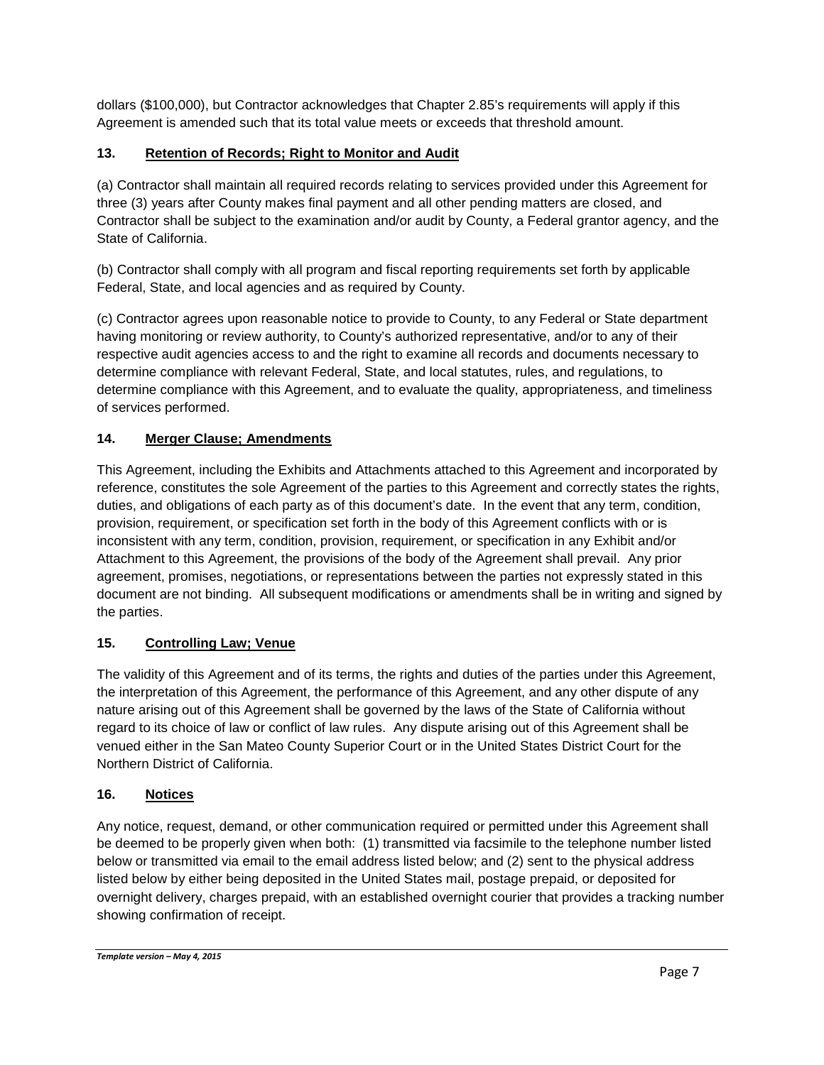dollars ($100,000), but Contractor acknowledges that Chapter 2.85's requirements will apply if this Agreement is amended such that its total value meets or exceeds that threshold amount.

### 13. Retention of Records; Right to Monitor and Audit

(a) Contractor shall maintain all required records relating to services provided under this Agreement for three (3) years after County makes final payment and all other pending matters are closed, and Contractor shall be subject to the examination and/or audit by County, a Federal grantor agency, and the State of California.

(b) Contractor shall comply with all program and fiscal reporting requirements set forth by applicable Federal, State, and local agencies and as required by County.

(c) Contractor agrees upon reasonable notice to provide to County, to any Federal or State department having monitoring or review authority, to County's authorized representative, and/or to any of their respective audit agencies access to and the right to examine all records and documents necessary to determine compliance with relevant Federal, State, and local statutes, rules, and regulations, to determine compliance with this Agreement, and to evaluate the quality, appropriateness, and timeliness of services performed.

### 14. Merger Clause; Amendments

This Agreement, including the Exhibits and Attachments attached to this Agreement and incorporated by reference, constitutes the sole Agreement of the parties to this Agreement and correctly states the rights, duties, and obligations of each party as of this document's date. In the event that any term, condition, provision, requirement, or specification set forth in the body of this Agreement conflicts with or is inconsistent with any term, condition, provision, requirement, or specification in any Exhibit and/or Attachment to this Agreement, the provisions of the body of the Agreement shall prevail. Any prior agreement, promises, negotiations, or representations between the parties not expressly stated in this document are not binding. All subsequent modifications or amendments shall be in writing and signed by the parties.

### 15. Controlling Law; Venue

The validity of this Agreement and of its terms, the rights and duties of the parties under this Agreement, the interpretation of this Agreement, the performance of this Agreement, and any other dispute of any nature arising out of this Agreement shall be governed by the laws of the State of California without regard to its choice of law or conflict of law rules. Any dispute arising out of this Agreement shall be venued either in the San Mateo County Superior Court or in the United States District Court for the Northern District of California.

### 16. Notices

Any notice, request, demand, or other communication required or permitted under this Agreement shall be deemed to be properly given when both: (1) transmitted via facsimile to the telephone number listed below or transmitted via email to the email address listed below; and (2) sent to the physical address listed below by either being deposited in the United States mail, postage prepaid, or deposited for overnight delivery, charges prepaid, with an established overnight courier that provides a tracking number showing confirmation of receipt.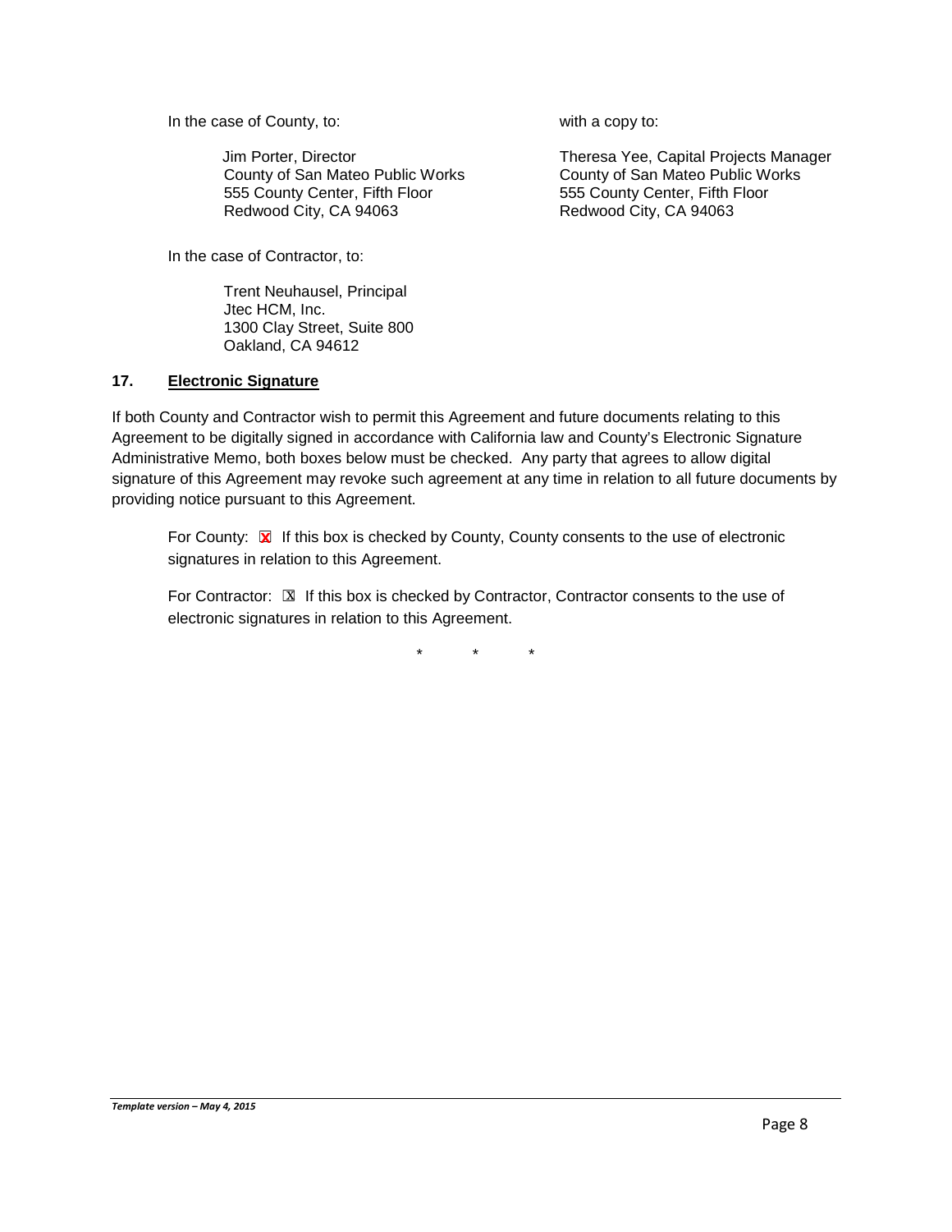In the case of County, to:

Jim Porter, Director
County of San Mateo Public Works
555 County Center, Fifth Floor
Redwood City, CA 94063

with a copy to:

Theresa Yee, Capital Projects Manager
County of San Mateo Public Works
555 County Center, Fifth Floor
Redwood City, CA 94063

In the case of Contractor, to:

Trent Neuhausel, Principal
Jtec HCM, Inc.
1300 Clay Street, Suite 800
Oakland, CA 94612

## 17. Electronic Signature

If both County and Contractor wish to permit this Agreement and future documents relating to this Agreement to be digitally signed in accordance with California law and County's Electronic Signature Administrative Memo, both boxes below must be checked. Any party that agrees to allow digital signature of this Agreement may revoke such agreement at any time in relation to all future documents by providing notice pursuant to this Agreement.

For County: ☒ If this box is checked by County, County consents to the use of electronic signatures in relation to this Agreement.

For Contractor: ☒ If this box is checked by Contractor, Contractor consents to the use of electronic signatures in relation to this Agreement.

\* \* \*

*Template version – May 4, 2015*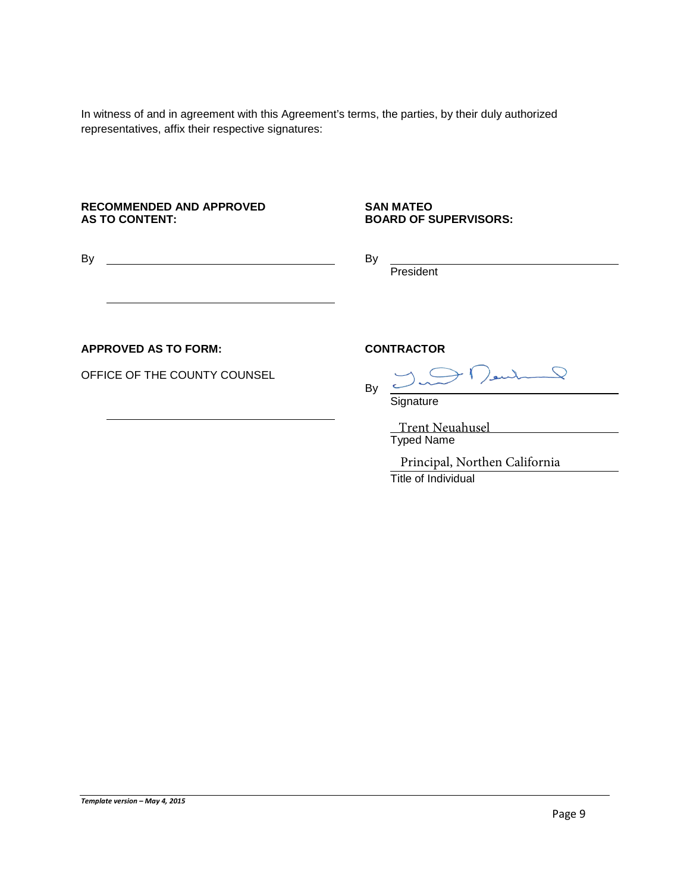In witness of and in agreement with this Agreement's terms, the parties, by their duly authorized representatives, affix their respective signatures:

**RECOMMENDED AND APPROVED AS TO CONTENT:**

By \_\_\_\_\_\_\_\_\_\_\_\_\_\_\_\_\_\_\_\_\_\_\_\_\_\_\_\_\_\_

\_\_\_\_\_\_\_\_\_\_\_\_\_\_\_\_\_\_\_\_\_\_\_\_\_\_\_\_\_\_

**SAN MATEO BOARD OF SUPERVISORS:**

By \_\_\_\_\_\_\_\_\_\_\_\_\_\_\_\_\_\_\_\_\_\_\_\_\_\_\_\_\_\_
President

**APPROVED AS TO FORM:**

OFFICE OF THE COUNTY COUNSEL

\_\_\_\_\_\_\_\_\_\_\_\_\_\_\_\_\_\_\_\_\_\_\_\_\_\_\_\_\_\_

**CONTRACTOR**

By \_\_\_\_\_\_\_\_\_\_\_\_\_\_\_\_\_\_\_\_\_\_\_\_\_\_\_\_\_\_
Signature

Trent Neuahusel
Typed Name

Principal, Northen California
Title of Individual

*Template version – May 4, 2015*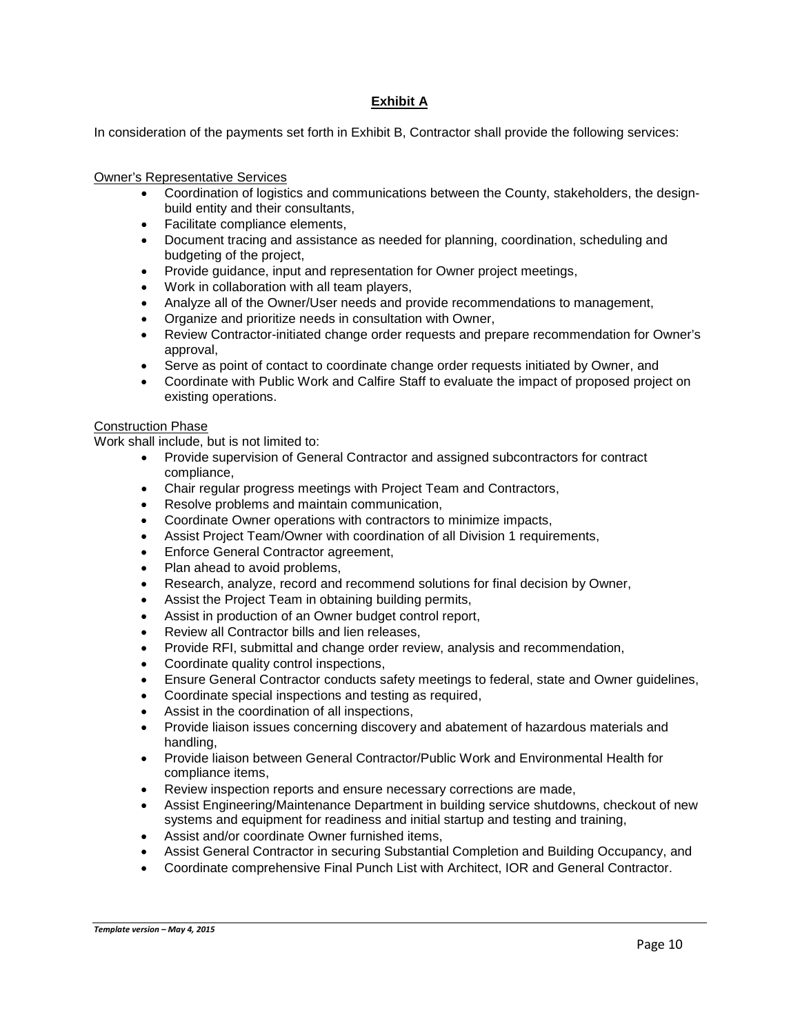## Exhibit A

In consideration of the payments set forth in Exhibit B, Contractor shall provide the following services:

Owner's Representative Services

- Coordination of logistics and communications between the County, stakeholders, the design-build entity and their consultants,
- Facilitate compliance elements,
- Document tracing and assistance as needed for planning, coordination, scheduling and budgeting of the project,
- Provide guidance, input and representation for Owner project meetings,
- Work in collaboration with all team players,
- Analyze all of the Owner/User needs and provide recommendations to management,
- Organize and prioritize needs in consultation with Owner,
- Review Contractor-initiated change order requests and prepare recommendation for Owner's approval,
- Serve as point of contact to coordinate change order requests initiated by Owner, and
- Coordinate with Public Work and Calfire Staff to evaluate the impact of proposed project on existing operations.

Construction Phase

Work shall include, but is not limited to:

- Provide supervision of General Contractor and assigned subcontractors for contract compliance,
- Chair regular progress meetings with Project Team and Contractors,
- Resolve problems and maintain communication,
- Coordinate Owner operations with contractors to minimize impacts,
- Assist Project Team/Owner with coordination of all Division 1 requirements,
- Enforce General Contractor agreement,
- Plan ahead to avoid problems,
- Research, analyze, record and recommend solutions for final decision by Owner,
- Assist the Project Team in obtaining building permits,
- Assist in production of an Owner budget control report,
- Review all Contractor bills and lien releases,
- Provide RFI, submittal and change order review, analysis and recommendation,
- Coordinate quality control inspections,
- Ensure General Contractor conducts safety meetings to federal, state and Owner guidelines,
- Coordinate special inspections and testing as required,
- Assist in the coordination of all inspections,
- Provide liaison issues concerning discovery and abatement of hazardous materials and handling,
- Provide liaison between General Contractor/Public Work and Environmental Health for compliance items,
- Review inspection reports and ensure necessary corrections are made,
- Assist Engineering/Maintenance Department in building service shutdowns, checkout of new systems and equipment for readiness and initial startup and testing and training,
- Assist and/or coordinate Owner furnished items,
- Assist General Contractor in securing Substantial Completion and Building Occupancy, and
- Coordinate comprehensive Final Punch List with Architect, IOR and General Contractor.

*Template version – May 4, 2015*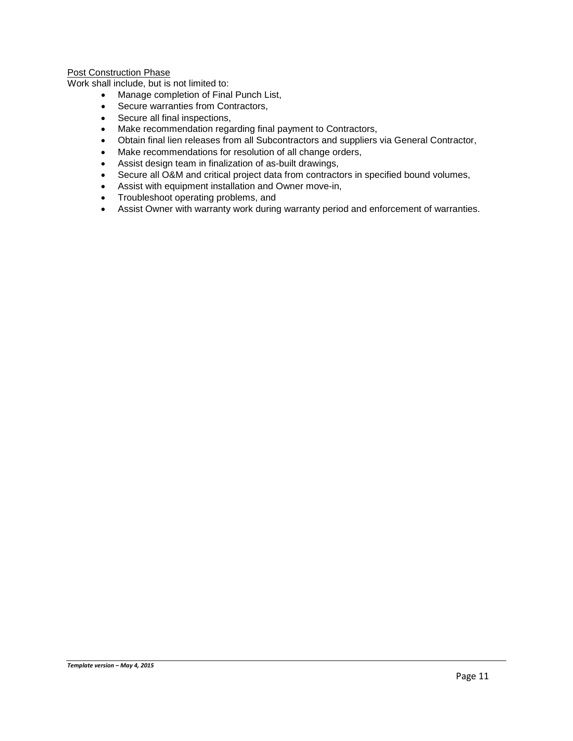Post Construction Phase

Work shall include, but is not limited to:

- Manage completion of Final Punch List,
- Secure warranties from Contractors,
- Secure all final inspections,
- Make recommendation regarding final payment to Contractors,
- Obtain final lien releases from all Subcontractors and suppliers via General Contractor,
- Make recommendations for resolution of all change orders,
- Assist design team in finalization of as-built drawings,
- Secure all O&M and critical project data from contractors in specified bound volumes,
- Assist with equipment installation and Owner move-in,
- Troubleshoot operating problems, and
- Assist Owner with warranty work during warranty period and enforcement of warranties.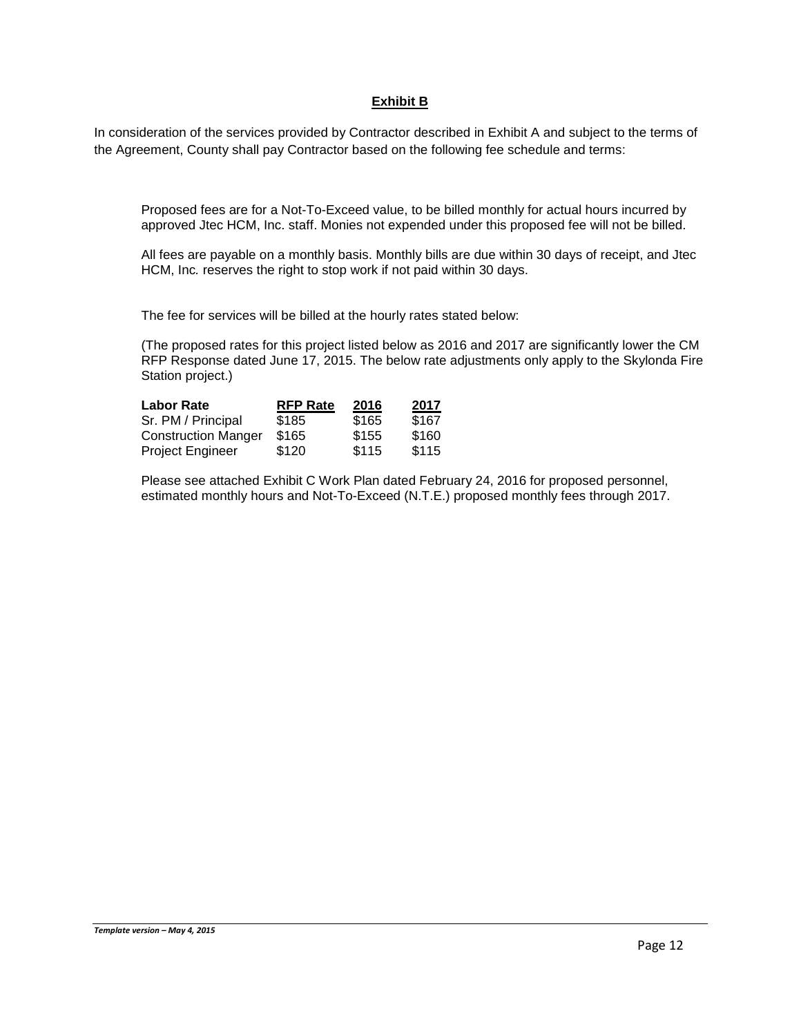**Exhibit B**

In consideration of the services provided by Contractor described in Exhibit A and subject to the terms of the Agreement, County shall pay Contractor based on the following fee schedule and terms:

Proposed fees are for a Not-To-Exceed value, to be billed monthly for actual hours incurred by approved Jtec HCM, Inc. staff. Monies not expended under this proposed fee will not be billed.

All fees are payable on a monthly basis. Monthly bills are due within 30 days of receipt, and Jtec HCM, Inc. reserves the right to stop work if not paid within 30 days.

The fee for services will be billed at the hourly rates stated below:

(The proposed rates for this project listed below as 2016 and 2017 are significantly lower the CM RFP Response dated June 17, 2015. The below rate adjustments only apply to the Skylonda Fire Station project.)

| Labor Rate | RFP Rate | 2016 | 2017 |
|---|---|---|---|
| Sr. PM / Principal | $185 | $165 | $167 |
| Construction Manger | $165 | $155 | $160 |
| Project Engineer | $120 | $115 | $115 |

Please see attached Exhibit C Work Plan dated February 24, 2016 for proposed personnel, estimated monthly hours and Not-To-Exceed (N.T.E.) proposed monthly fees through 2017.

*Template version – May 4, 2015*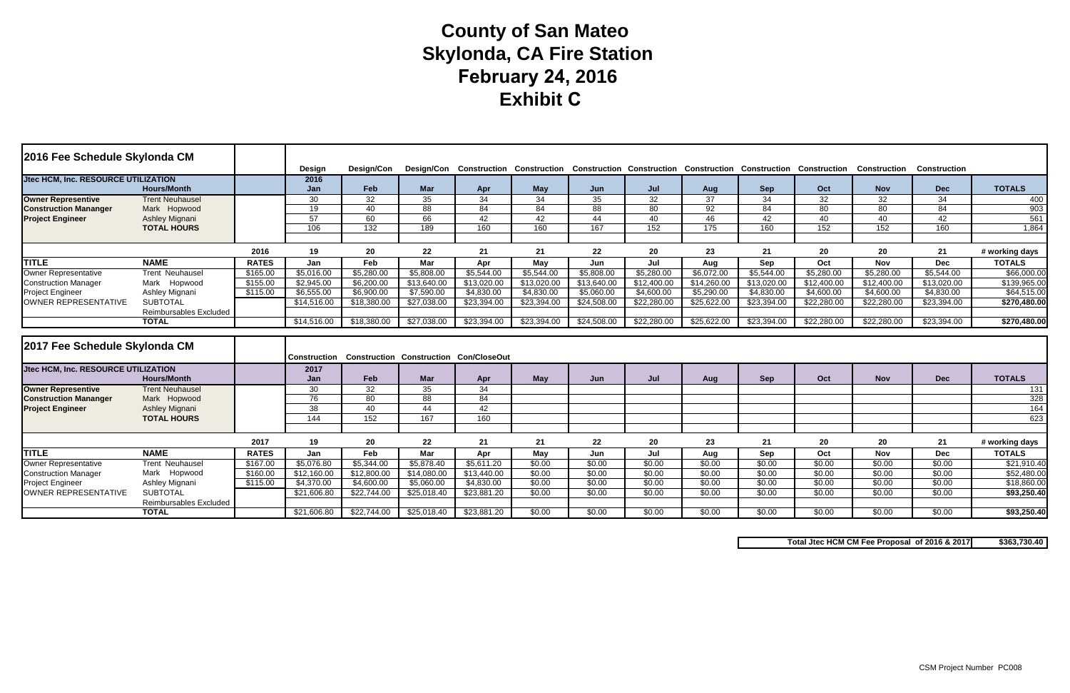# County of San Mateo
# Skylonda, CA Fire Station
# February 24, 2016
# Exhibit C

| 2016 Fee Schedule Skylonda CM | | | Design | Design/Con | Design/Con | Construction | Construction | Construction | Construction | Construction | Construction | Construction | Construction | Construction | |
|---|---|---|---|---|---|---|---|---|---|---|---|---|---|---|---|
| **Jtec HCM, Inc. RESOURCE UTILIZATION** | **Hours/Month** | | **2016 Jan** | **Feb** | **Mar** | **Apr** | **May** | **Jun** | **Jul** | **Aug** | **Sep** | **Oct** | **Nov** | **Dec** | **TOTALS** |
| **Owner Representive** | Trent Neuhausel | | 30 | 32 | 35 | 34 | 34 | 35 | 32 | 37 | 34 | 32 | 32 | 34 | 400 |
| **Construction Mananger** | Mark Hopwood | | 19 | 40 | 88 | 84 | 84 | 88 | 80 | 92 | 84 | 80 | 80 | 84 | 903 |
| **Project Engineer** | Ashley Mignani | | 57 | 60 | 66 | 42 | 42 | 44 | 40 | 46 | 42 | 40 | 40 | 42 | 561 |
| | **TOTAL HOURS** | | 106 | 132 | 189 | 160 | 160 | 167 | 152 | 175 | 160 | 152 | 152 | 160 | 1,864 |
| | | **2016** | **19** | **20** | **22** | **21** | **21** | **22** | **20** | **23** | **21** | **20** | **20** | **21** | **# working days** |
| **TITLE** | **NAME** | **RATES** | **Jan** | **Feb** | **Mar** | **Apr** | **May** | **Jun** | **Jul** | **Aug** | **Sep** | **Oct** | **Nov** | **Dec** | **TOTALS** |
| Owner Representative | Trent Neuhausel | $165.00 | $5,016.00 | $5,280.00 | $5,808.00 | $5,544.00 | $5,544.00 | $5,808.00 | $5,280.00 | $6,072.00 | $5,544.00 | $5,280.00 | $5,280.00 | $5,544.00 | $66,000.00 |
| Construction Manager | Mark Hopwood | $155.00 | $2,945.00 | $6,200.00 | $13,640.00 | $13,020.00 | $13,020.00 | $13,640.00 | $12,400.00 | $14,260.00 | $13,020.00 | $12,400.00 | $12,400.00 | $13,020.00 | $139,965.00 |
| Project Engineer | Ashley Mignani | $115.00 | $6,555.00 | $6,900.00 | $7,590.00 | $4,830.00 | $4,830.00 | $5,060.00 | $4,600.00 | $5,290.00 | $4,830.00 | $4,600.00 | $4,600.00 | $4,830.00 | $64,515.00 |
| OWNER REPRESENTATIVE | SUBTOTAL | | $14,516.00 | $18,380.00 | $27,038.00 | $23,394.00 | $23,394.00 | $24,508.00 | $22,280.00 | $25,622.00 | $23,394.00 | $22,280.00 | $22,280.00 | $23,394.00 | **$270,480.00** |
| | Reimbursables Excluded | | | | | | | | | | | | | | |
| | **TOTAL** | | $14,516.00 | $18,380.00 | $27,038.00 | $23,394.00 | $23,394.00 | $24,508.00 | $22,280.00 | $25,622.00 | $23,394.00 | $22,280.00 | $22,280.00 | $23,394.00 | **$270,480.00** |

| 2017 Fee Schedule Skylonda CM | | | Construction | Construction | Construction | Con/CloseOut | | | | | | | | | |
|---|---|---|---|---|---|---|---|---|---|---|---|---|---|---|---|
| **Jtec HCM, Inc. RESOURCE UTILIZATION** | **Hours/Month** | | **2017 Jan** | **Feb** | **Mar** | **Apr** | **May** | **Jun** | **Jul** | **Aug** | **Sep** | **Oct** | **Nov** | **Dec** | **TOTALS** |
| **Owner Representive** | Trent Neuhausel | | 30 | 32 | 35 | 34 | | | | | | | | | 131 |
| **Construction Mananger** | Mark Hopwood | | 76 | 80 | 88 | 84 | | | | | | | | | 328 |
| **Project Engineer** | Ashley Mignani | | 38 | 40 | 44 | 42 | | | | | | | | | 164 |
| | **TOTAL HOURS** | | 144 | 152 | 167 | 160 | | | | | | | | | 623 |
| | | **2017** | **19** | **20** | **22** | **21** | **21** | **22** | **20** | **23** | **21** | **20** | **20** | **21** | **# working days** |
| **TITLE** | **NAME** | **RATES** | **Jan** | **Feb** | **Mar** | **Apr** | **May** | **Jun** | **Jul** | **Aug** | **Sep** | **Oct** | **Nov** | **Dec** | **TOTALS** |
| Owner Representative | Trent Neuhausel | $167.00 | $5,076.80 | $5,344.00 | $5,878.40 | $5,611.20 | $0.00 | $0.00 | $0.00 | $0.00 | $0.00 | $0.00 | $0.00 | $0.00 | $21,910.40 |
| Construction Manager | Mark Hopwood | $160.00 | $12,160.00 | $12,800.00 | $14,080.00 | $13,440.00 | $0.00 | $0.00 | $0.00 | $0.00 | $0.00 | $0.00 | $0.00 | $0.00 | $52,480.00 |
| Project Engineer | Ashley Mignani | $115.00 | $4,370.00 | $4,600.00 | $5,060.00 | $4,830.00 | $0.00 | $0.00 | $0.00 | $0.00 | $0.00 | $0.00 | $0.00 | $0.00 | $18,860.00 |
| OWNER REPRESENTATIVE | SUBTOTAL | | $21,606.80 | $22,744.00 | $25,018.40 | $23,881.20 | $0.00 | $0.00 | $0.00 | $0.00 | $0.00 | $0.00 | $0.00 | $0.00 | **$93,250.40** |
| | Reimbursables Excluded | | | | | | | | | | | | | | |
| | **TOTAL** | | $21,606.80 | $22,744.00 | $25,018.40 | $23,881.20 | $0.00 | $0.00 | $0.00 | $0.00 | $0.00 | $0.00 | $0.00 | $0.00 | **$93,250.40** |

| | |
|---|---|
| **Total Jtec HCM CM Fee Proposal of 2016 & 2017** | **$363,730.40** |

CSM Project Number PC008